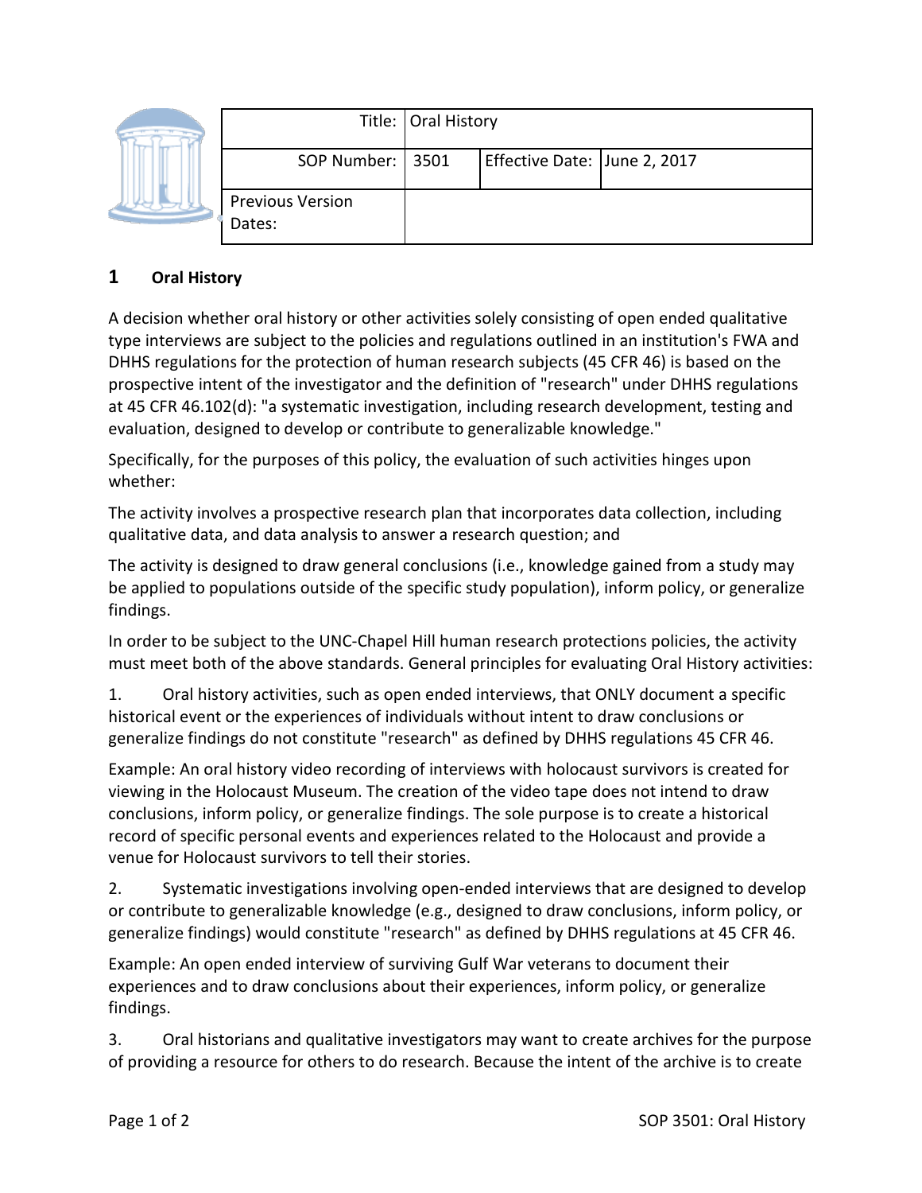| Title: | Oral History | | |
|---|---|---|---|
| SOP Number: | 3501 | Effective Date: | June 2, 2017 |
| Previous Version Dates: | | | |

# 1 Oral History

A decision whether oral history or other activities solely consisting of open ended qualitative type interviews are subject to the policies and regulations outlined in an institution's FWA and DHHS regulations for the protection of human research subjects (45 CFR 46) is based on the prospective intent of the investigator and the definition of "research" under DHHS regulations at 45 CFR 46.102(d): "a systematic investigation, including research development, testing and evaluation, designed to develop or contribute to generalizable knowledge."

Specifically, for the purposes of this policy, the evaluation of such activities hinges upon whether:

The activity involves a prospective research plan that incorporates data collection, including qualitative data, and data analysis to answer a research question; and

The activity is designed to draw general conclusions (i.e., knowledge gained from a study may be applied to populations outside of the specific study population), inform policy, or generalize findings.

In order to be subject to the UNC-Chapel Hill human research protections policies, the activity must meet both of the above standards. General principles for evaluating Oral History activities:

1. Oral history activities, such as open ended interviews, that ONLY document a specific historical event or the experiences of individuals without intent to draw conclusions or generalize findings do not constitute "research" as defined by DHHS regulations 45 CFR 46.

Example: An oral history video recording of interviews with holocaust survivors is created for viewing in the Holocaust Museum. The creation of the video tape does not intend to draw conclusions, inform policy, or generalize findings. The sole purpose is to create a historical record of specific personal events and experiences related to the Holocaust and provide a venue for Holocaust survivors to tell their stories.

2. Systematic investigations involving open-ended interviews that are designed to develop or contribute to generalizable knowledge (e.g., designed to draw conclusions, inform policy, or generalize findings) would constitute "research" as defined by DHHS regulations at 45 CFR 46.

Example: An open ended interview of surviving Gulf War veterans to document their experiences and to draw conclusions about their experiences, inform policy, or generalize findings.

3. Oral historians and qualitative investigators may want to create archives for the purpose of providing a resource for others to do research. Because the intent of the archive is to create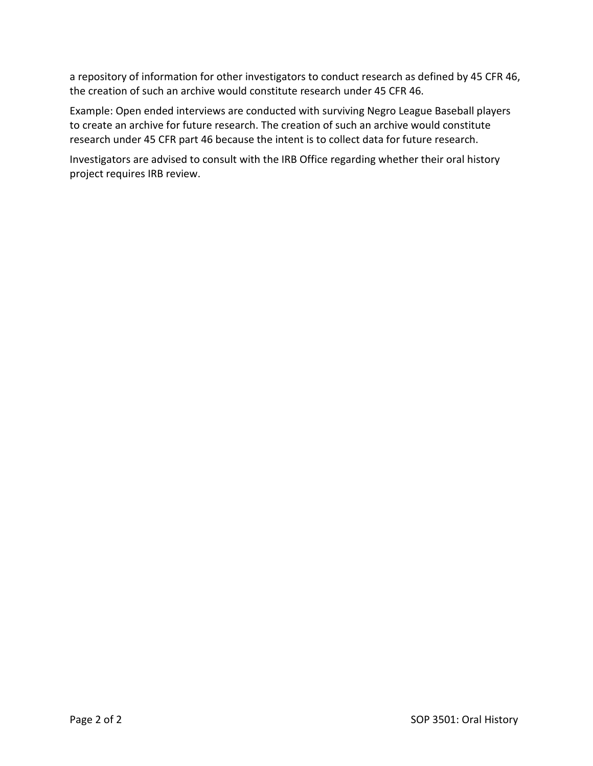a repository of information for other investigators to conduct research as defined by 45 CFR 46, the creation of such an archive would constitute research under 45 CFR 46.

Example: Open ended interviews are conducted with surviving Negro League Baseball players to create an archive for future research. The creation of such an archive would constitute research under 45 CFR part 46 because the intent is to collect data for future research.

Investigators are advised to consult with the IRB Office regarding whether their oral history project requires IRB review.